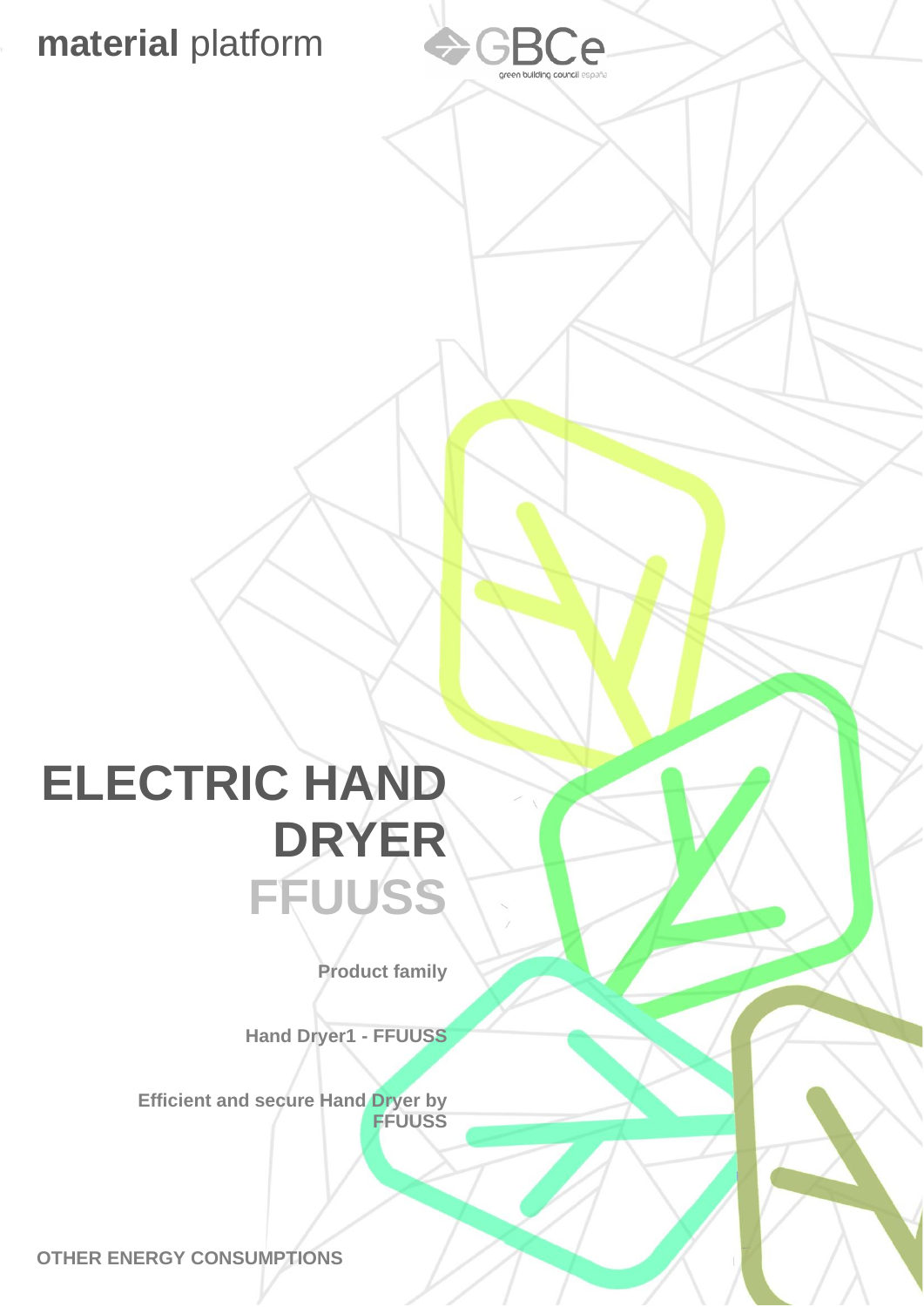**material** platform

# ELECTRIC HAND DRYER

## FFUUSS

**Product family**

**Hand Dryer1 - FFUUSS**

**Efficient and secure Hand Dryer by FFUUSS**

**OTHER ENERGY CONSUMPTIONS**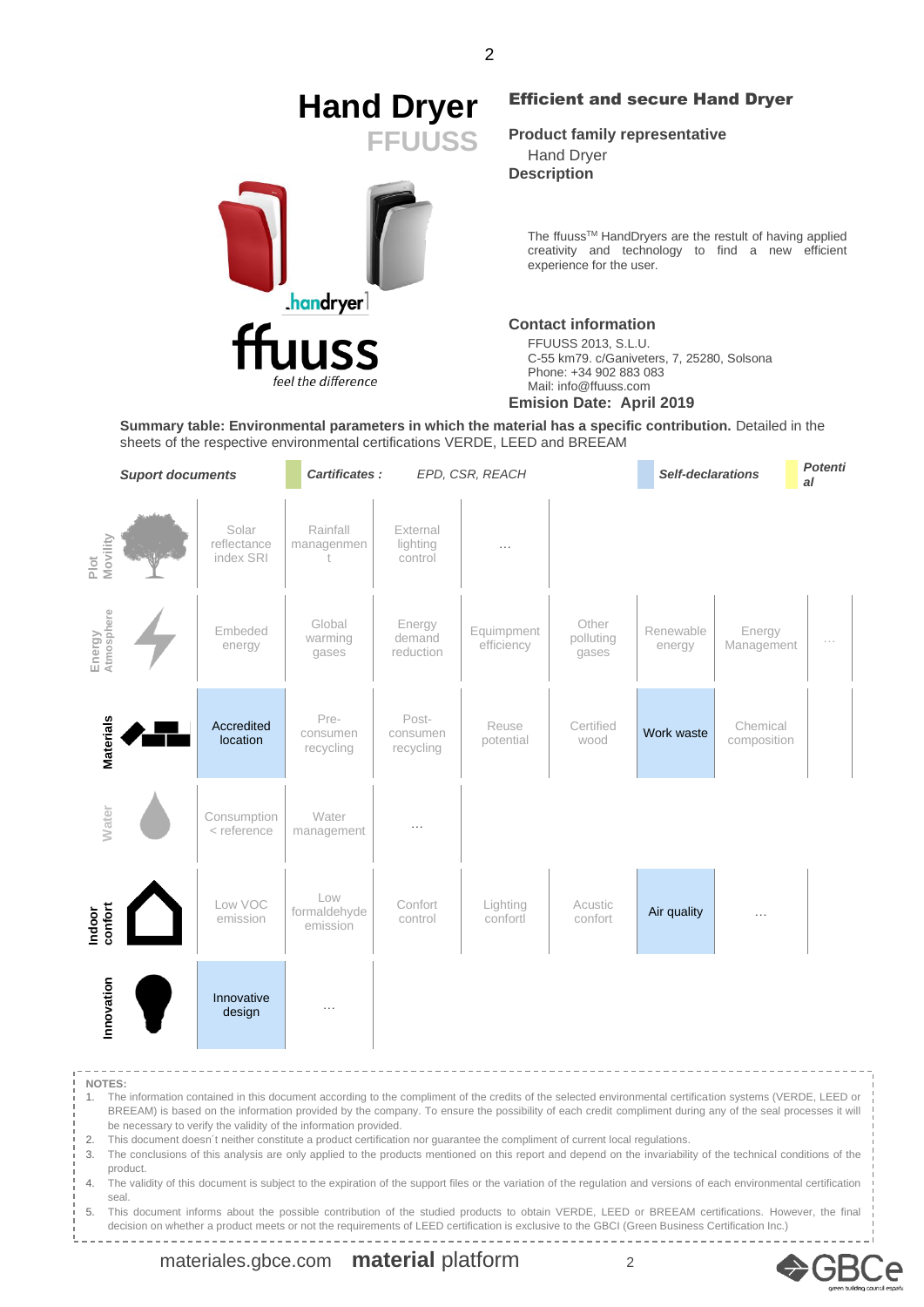# Hand Dryer

## FFUUSS

ffuuss
feel the difference

## Efficient and secure Hand Dryer

**Product family representative**

Hand Dryer

**Description**

The ffuuss™ HandDryers are the restult of having applied creativity and technology to find a new efficient experience for the user.

**Contact information**

FFUUSS 2013, S.L.U.
C-55 km79. c/Ganiveters, 7, 25280, Solsona
Phone: +34 902 883 083
Mail: info@ffuuss.com

**Emision Date: April 2019**

**Summary table: Environmental parameters in which the material has a specific contribution.** Detailed in the sheets of the respective environmental certifications VERDE, LEED and BREEAM

| *Suport documents* | | *Cartificates :* | *EPD, CSR, REACH* | | | *Self-declarations* | | *Potential* |
|---|---|---|---|---|---|---|---|---|
| Plot Movility | Solar reflectance index SRI | Rainfall managenment | External lighting control | … | | | | |
| Energy Atmosphere | Embeded energy | Global warming gases | Energy demand reduction | Equipmment efficiency | Other polluting gases | Renewable energy | Energy Management | … |
| Materials | Accredited location | Pre-consumen recycling | Post-consumen recycling | Reuse potential | Certified wood | Work waste | Chemical composition | |
| Water | Consumption < reference | Water management | … | | | | | |
| Indoor confort | Low VOC emission | Low formaldehyde emission | Confort control | Lighting confortl | Acustic confort | Air quality | … | |
| Innovation | Innovative design | … | | | | | | |

**NOTES:**

1. The information contained in this document according to the compliment of the credits of the selected environmental certification systems (VERDE, LEED or BREEAM) is based on the information provided by the company. To ensure the possibility of each credit compliment during any of the seal processes it will be necessary to verify the validity of the information provided.
2. This document doesn´t neither constitute a product certification nor guarantee the compliment of current local regulations.
3. The conclusions of this analysis are only applied to the products mentioned on this report and depend on the invariability of the technical conditions of the product.
4. The validity of this document is subject to the expiration of the support files or the variation of the regulation and versions of each environmental certification seal.
5. This document informs about the possible contribution of the studied products to obtain VERDE, LEED or BREEAM certifications. However, the final decision on whether a product meets or not the requirements of LEED certification is exclusive to the GBCI (Green Business Certification Inc.)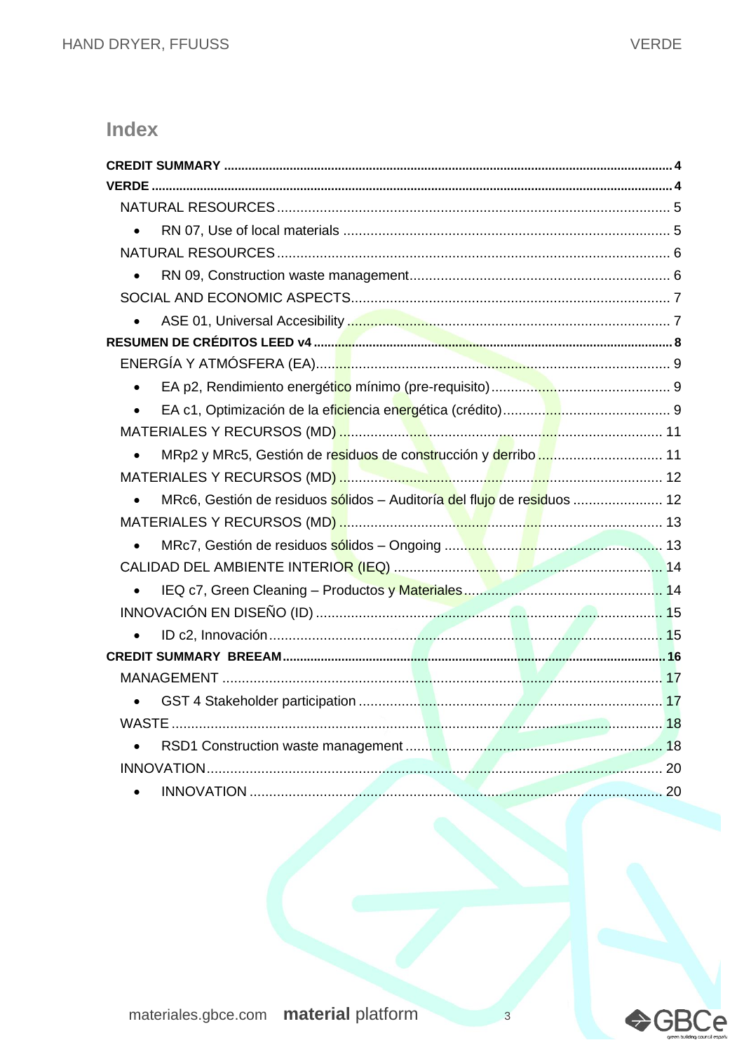## Index

**CREDIT SUMMARY** .......... 4

**VERDE** .......... 4

NATURAL RESOURCES .......... 5

- RN 07, Use of local materials .......... 5

NATURAL RESOURCES .......... 6

- RN 09, Construction waste management .......... 6

SOCIAL AND ECONOMIC ASPECTS .......... 7

- ASE 01, Universal Accesibility .......... 7

**RESUMEN DE CRÉDITOS LEED v4** .......... 8

ENERGÍA Y ATMÓSFERA (EA) .......... 9

- EA p2, Rendimiento energético mínimo (pre-requisito) .......... 9
- EA c1, Optimización de la eficiencia energética (crédito) .......... 9

MATERIALES Y RECURSOS (MD) .......... 11

- MRp2 y MRc5, Gestión de residuos de construcción y derribo .......... 11

MATERIALES Y RECURSOS (MD) .......... 12

- MRc6, Gestión de residuos sólidos – Auditoría del flujo de residuos .......... 12

MATERIALES Y RECURSOS (MD) .......... 13

- MRc7, Gestión de residuos sólidos – Ongoing .......... 13

CALIDAD DEL AMBIENTE INTERIOR (IEQ) .......... 14

- IEQ c7, Green Cleaning – Productos y Materiales .......... 14

INNOVACIÓN EN DISEÑO (ID) .......... 15

- ID c2, Innovación .......... 15

**CREDIT SUMMARY BREEAM** .......... 16

MANAGEMENT .......... 17

- GST 4 Stakeholder participation .......... 17

WASTE .......... 18

- RSD1 Construction waste management .......... 18

INNOVATION .......... 20

- INNOVATION .......... 20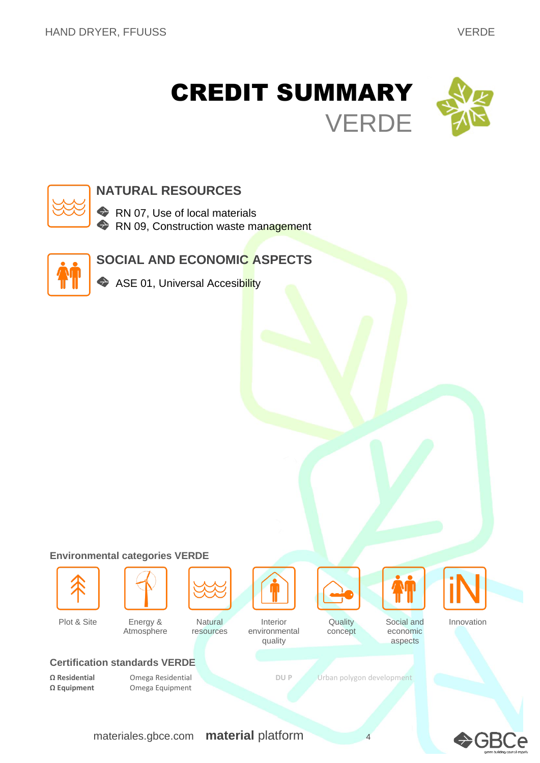# CREDIT SUMMARY

VERDE

## NATURAL RESOURCES

- RN 07, Use of local materials
- RN 09, Construction waste management

## SOCIAL AND ECONOMIC ASPECTS

- ASE 01, Universal Accesibility

### Environmental categories VERDE

Plot & Site | Energy & Atmosphere | Natural resources | Interior environmental quality | Quality concept | Social and economic aspects | Innovation

### Certification standards VERDE

| | | | |
|---|---|---|---|
| **Ω Residential** | Omega Residential | **DU P** | Urban polygon development |
| **Ω Equipment** | Omega Equipment | | |

materiales.gbce.com **material** platform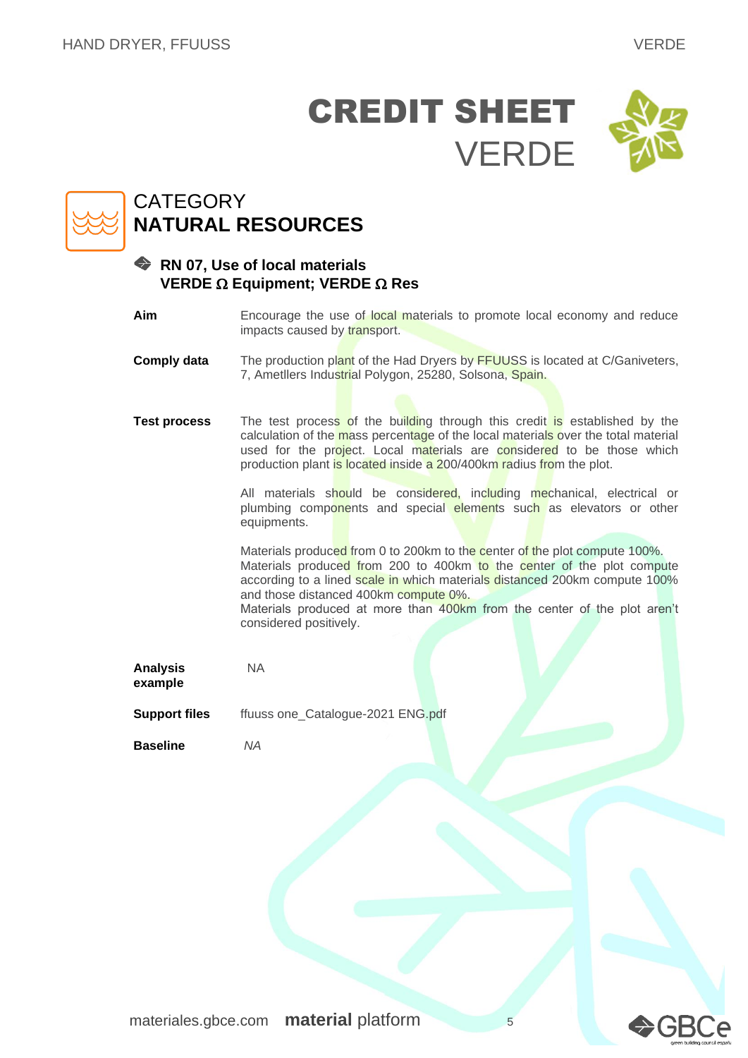# CREDIT SHEET
VERDE

## CATEGORY
## NATURAL RESOURCES

### RN 07, Use of local materials
### VERDE Ω Equipment; VERDE Ω Res

| | |
|---|---|
| **Aim** | Encourage the use of local materials to promote local economy and reduce impacts caused by transport. |
| **Comply data** | The production plant of the Had Dryers by FFUUSS is located at C/Ganiveters, 7, Ametllers Industrial Polygon, 25280, Solsona, Spain. |
| **Test process** | The test process of the building through this credit is established by the calculation of the mass percentage of the local materials over the total material used for the project. Local materials are considered to be those which production plant is located inside a 200/400km radius from the plot.<br><br>All materials should be considered, including mechanical, electrical or plumbing components and special elements such as elevators or other equipments.<br><br>Materials produced from 0 to 200km to the center of the plot compute 100%. Materials produced from 200 to 400km to the center of the plot compute according to a lined scale in which materials distanced 200km compute 100% and those distanced 400km compute 0%.<br>Materials produced at more than 400km from the center of the plot aren't considered positively. |
| **Analysis example** | NA |
| **Support files** | ffuuss one_Catalogue-2021 ENG.pdf |
| **Baseline** | *NA* |

materiales.gbce.com **material** platform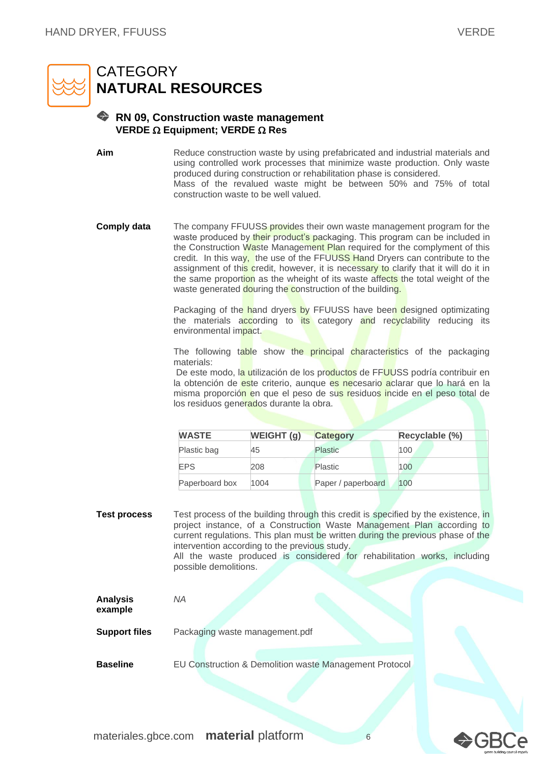# CATEGORY
# NATURAL RESOURCES

### RN 09, Construction waste management
**VERDE Ω Equipment; VERDE Ω Res**

**Aim**

Reduce construction waste by using prefabricated and industrial materials and using controlled work processes that minimize waste production. Only waste produced during construction or rehabilitation phase is considered.
Mass of the revalued waste might be between 50% and 75% of total construction waste to be well valued.

**Comply data**

The company FFUUSS provides their own waste management program for the waste produced by their product's packaging. This program can be included in the Construction Waste Management Plan required for the complyment of this credit. In this way, the use of the FFUUSS Hand Dryers can contribute to the assignment of this credit, however, it is necessary to clarify that it will do it in the same proportion as the wheight of its waste affects the total weight of the waste generated douring the construction of the building.

Packaging of the hand dryers by FFUUSS have been designed optimizating the materials according to its category and recyclability reducing its environmental impact.

The following table show the principal characteristics of the packaging materials:
De este modo, la utilización de los productos de FFUUSS podría contribuir en la obtención de este criterio, aunque es necesario aclarar que lo hará en la misma proporción en que el peso de sus residuos incide en el peso total de los residuos generados durante la obra.

| WASTE | WEIGHT (g) | Category | Recyclable (%) |
|---|---|---|---|
| Plastic bag | 45 | Plastic | 100 |
| EPS | 208 | Plastic | 100 |
| Paperboard box | 1004 | Paper / paperboard | 100 |

**Test process**

Test process of the building through this credit is specified by the existence, in project instance, of a Construction Waste Management Plan according to current regulations. This plan must be written during the previous phase of the intervention according to the previous study.
All the waste produced is considered for rehabilitation works, including possible demolitions.

**Analysis example**

*NA*

**Support files**

Packaging waste management.pdf

**Baseline**

EU Construction & Demolition waste Management Protocol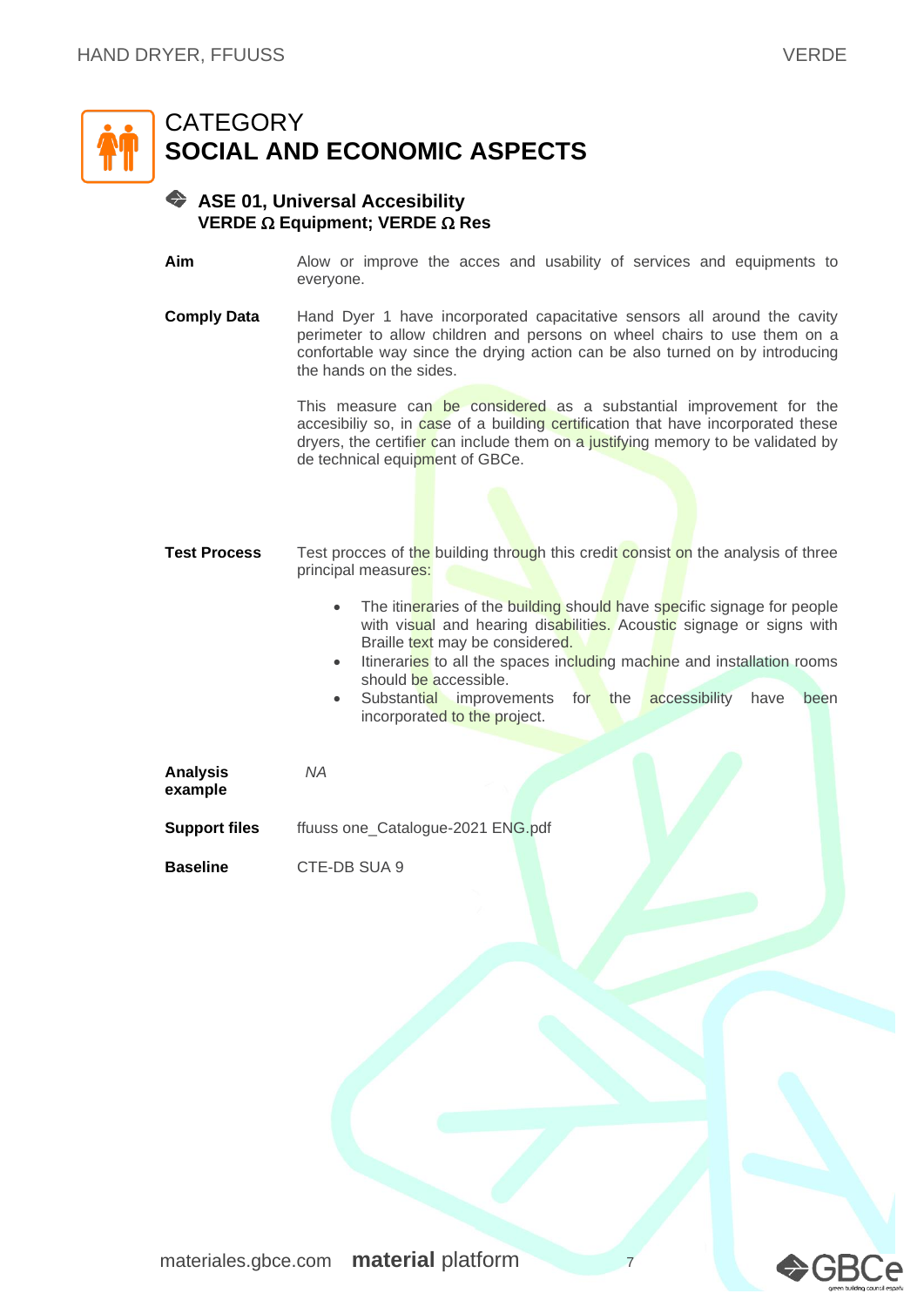# CATEGORY
# SOCIAL AND ECONOMIC ASPECTS

## ASE 01, Universal Accesibility
**VERDE Ω Equipment; VERDE Ω Res**

**Aim**

Alow or improve the acces and usability of services and equipments to everyone.

**Comply Data**

Hand Dyer 1 have incorporated capacitative sensors all around the cavity perimeter to allow children and persons on wheel chairs to use them on a confortable way since the drying action can be also turned on by introducing the hands on the sides.

This measure can be considered as a substantial improvement for the accesibiliy so, in case of a building certification that have incorporated these dryers, the certifier can include them on a justifying memory to be validated by de technical equipment of GBCe.

**Test Process**

Test procces of the building through this credit consist on the analysis of three principal measures:

- The itineraries of the building should have specific signage for people with visual and hearing disabilities. Acoustic signage or signs with Braille text may be considered.
- Itineraries to all the spaces including machine and installation rooms should be accessible.
- Substantial improvements for the accessibility have been incorporated to the project.

**Analysis example**

*NA*

**Support files**

ffuuss one_Catalogue-2021 ENG.pdf

**Baseline**

CTE-DB SUA 9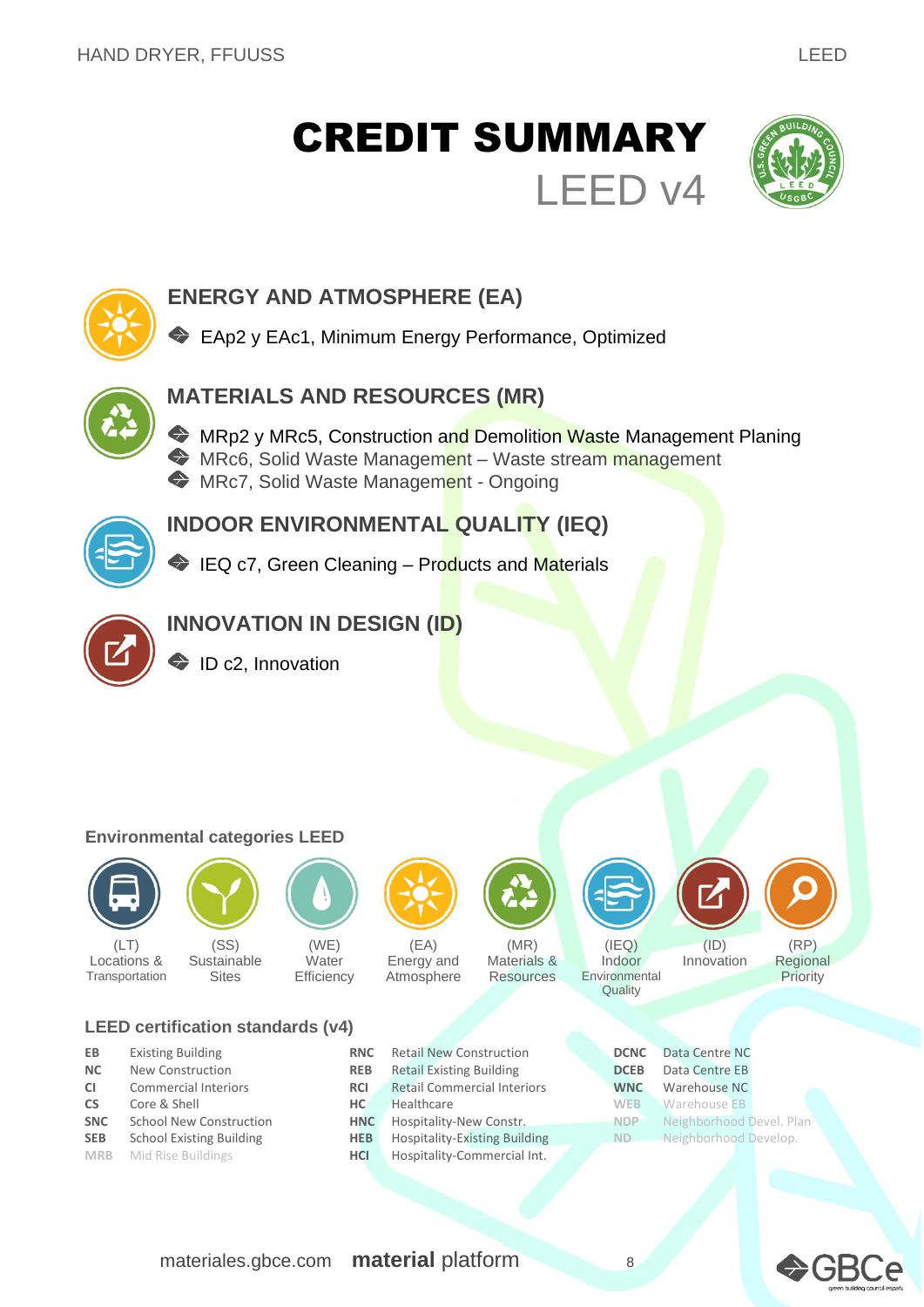# CREDIT SUMMARY

## LEED v4

### ENERGY AND ATMOSPHERE (EA)

- EAp2 y EAc1, Minimum Energy Performance, Optimized

### MATERIALS AND RESOURCES (MR)

- MRp2 y MRc5, Construction and Demolition Waste Management Planing
- MRc6, Solid Waste Management – Waste stream management
- MRc7, Solid Waste Management - Ongoing

### INDOOR ENVIRONMENTAL QUALITY (IEQ)

- IEQ c7, Green Cleaning – Products and Materials

### INNOVATION IN DESIGN (ID)

- ID c2, Innovation

**Environmental categories LEED**

| (LT) Locations & Transportation | (SS) Sustainable Sites | (WE) Water Efficiency | (EA) Energy and Atmosphere | (MR) Materials & Resources | (IEQ) Indoor Environmental Quality | (ID) Innovation | (RP) Regional Priority |
|---|---|---|---|---|---|---|---|

**LEED certification standards (v4)**

| | | | | | |
|---|---|---|---|---|---|
| EB | Existing Building | RNC | Retail New Construction | DCNC | Data Centre NC |
| NC | New Construction | REB | Retail Existing Building | DCEB | Data Centre EB |
| CI | Commercial Interiors | RCI | Retail Commercial Interiors | WNC | Warehouse NC |
| CS | Core & Shell | HC | Healthcare | WEB | Warehouse EB |
| SNC | School New Construction | HNC | Hospitality-New Constr. | NDP | Neighborhood Devel. Plan |
| SEB | School Existing Building | HEB | Hospitality-Existing Building | ND | Neighborhood Develop. |
| MRB | Mid Rise Buildings | HCI | Hospitality-Commercial Int. | | |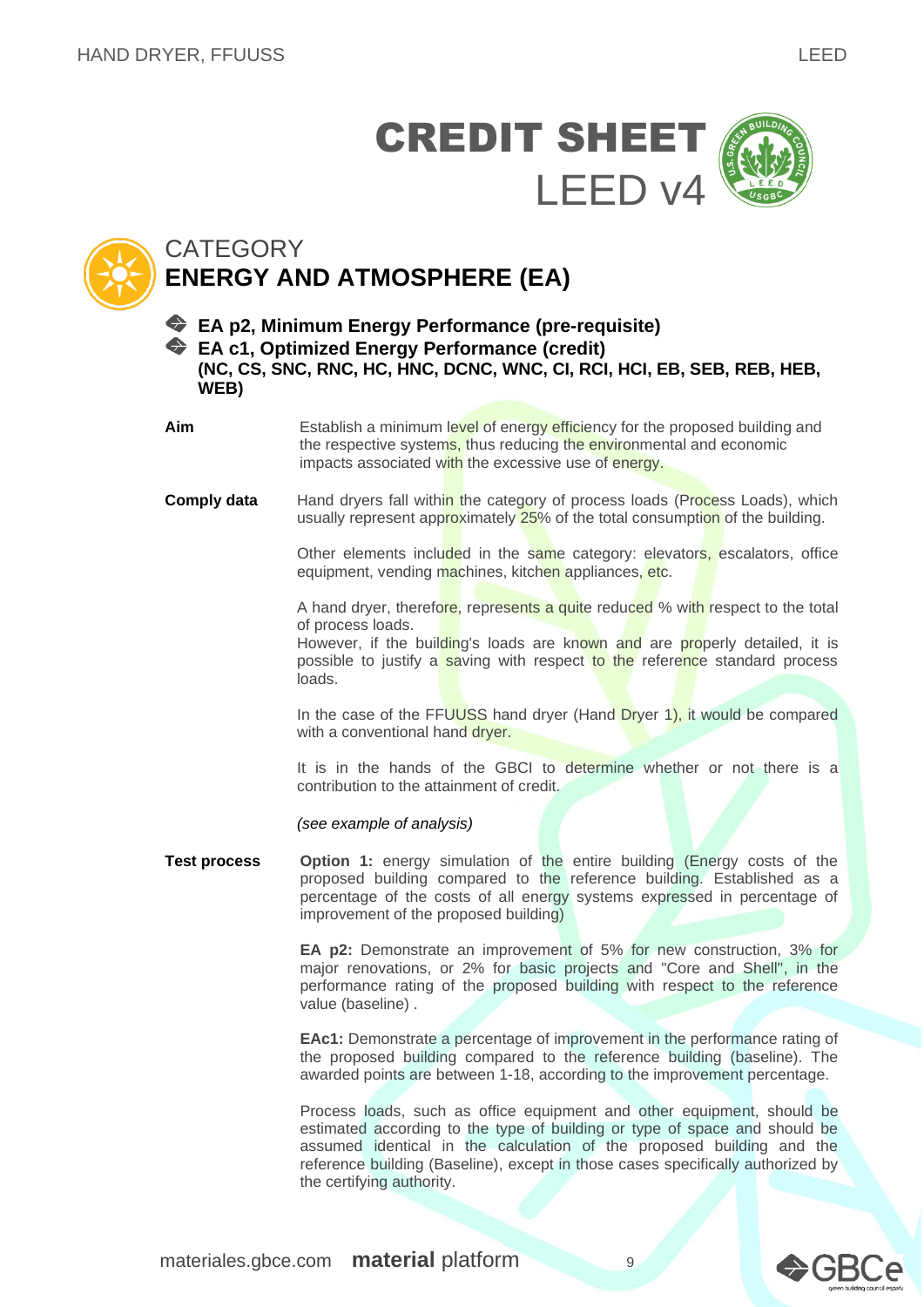# CREDIT SHEET
## LEED v4

## CATEGORY
## ENERGY AND ATMOSPHERE (EA)

### EA p2, Minimum Energy Performance (pre-requisite)
### EA c1, Optimized Energy Performance (credit)
**(NC, CS, SNC, RNC, HC, HNC, DCNC, WNC, CI, RCI, HCI, EB, SEB, REB, HEB, WEB)**

**Aim**

Establish a minimum level of energy efficiency for the proposed building and the respective systems, thus reducing the environmental and economic impacts associated with the excessive use of energy.

**Comply data**

Hand dryers fall within the category of process loads (Process Loads), which usually represent approximately 25% of the total consumption of the building.

Other elements included in the same category: elevators, escalators, office equipment, vending machines, kitchen appliances, etc.

A hand dryer, therefore, represents a quite reduced % with respect to the total of process loads.
However, if the building's loads are known and are properly detailed, it is possible to justify a saving with respect to the reference standard process loads.

In the case of the FFUUSS hand dryer (Hand Dryer 1), it would be compared with a conventional hand dryer.

It is in the hands of the GBCI to determine whether or not there is a contribution to the attainment of credit.

*(see example of analysis)*

**Test process**

**Option 1:** energy simulation of the entire building (Energy costs of the proposed building compared to the reference building. Established as a percentage of the costs of all energy systems expressed in percentage of improvement of the proposed building)

**EA p2:** Demonstrate an improvement of 5% for new construction, 3% for major renovations, or 2% for basic projects and "Core and Shell", in the performance rating of the proposed building with respect to the reference value (baseline) .

**EAc1:** Demonstrate a percentage of improvement in the performance rating of the proposed building compared to the reference building (baseline). The awarded points are between 1-18, according to the improvement percentage.

Process loads, such as office equipment and other equipment, should be estimated according to the type of building or type of space and should be assumed identical in the calculation of the proposed building and the reference building (Baseline), except in those cases specifically authorized by the certifying authority.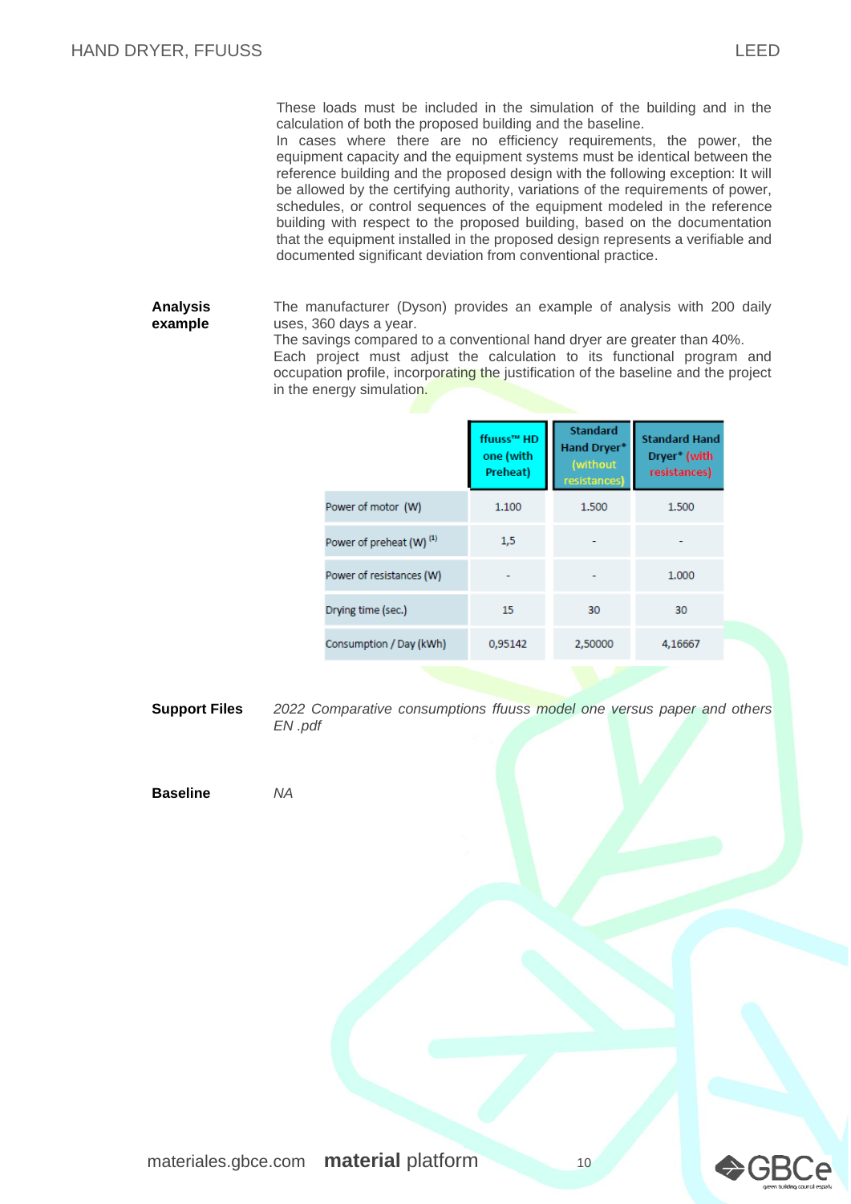These loads must be included in the simulation of the building and in the calculation of both the proposed building and the baseline.
In cases where there are no efficiency requirements, the power, the equipment capacity and the equipment systems must be identical between the reference building and the proposed design with the following exception: It will be allowed by the certifying authority, variations of the requirements of power, schedules, or control sequences of the equipment modeled in the reference building with respect to the proposed building, based on the documentation that the equipment installed in the proposed design represents a verifiable and documented significant deviation from conventional practice.

**Analysis example**

The manufacturer (Dyson) provides an example of analysis with 200 daily uses, 360 days a year.
The savings compared to a conventional hand dryer are greater than 40%.
Each project must adjust the calculation to its functional program and occupation profile, incorporating the justification of the baseline and the project in the energy simulation.

| | ffuuss™ HD one (with Preheat) | Standard Hand Dryer* (without resistances) | Standard Hand Dryer* (with resistances) |
|---|---|---|---|
| Power of motor (W) | 1.100 | 1.500 | 1.500 |
| Power of preheat (W) [1] | 1,5 | - | - |
| Power of resistances (W) | - | - | 1.000 |
| Drying time (sec.) | 15 | 30 | 30 |
| Consumption / Day (kWh) | 0,95142 | 2,50000 | 4,16667 |

**Support Files**

*2022 Comparative consumptions ffuuss model one versus paper and others EN .pdf*

**Baseline**

*NA*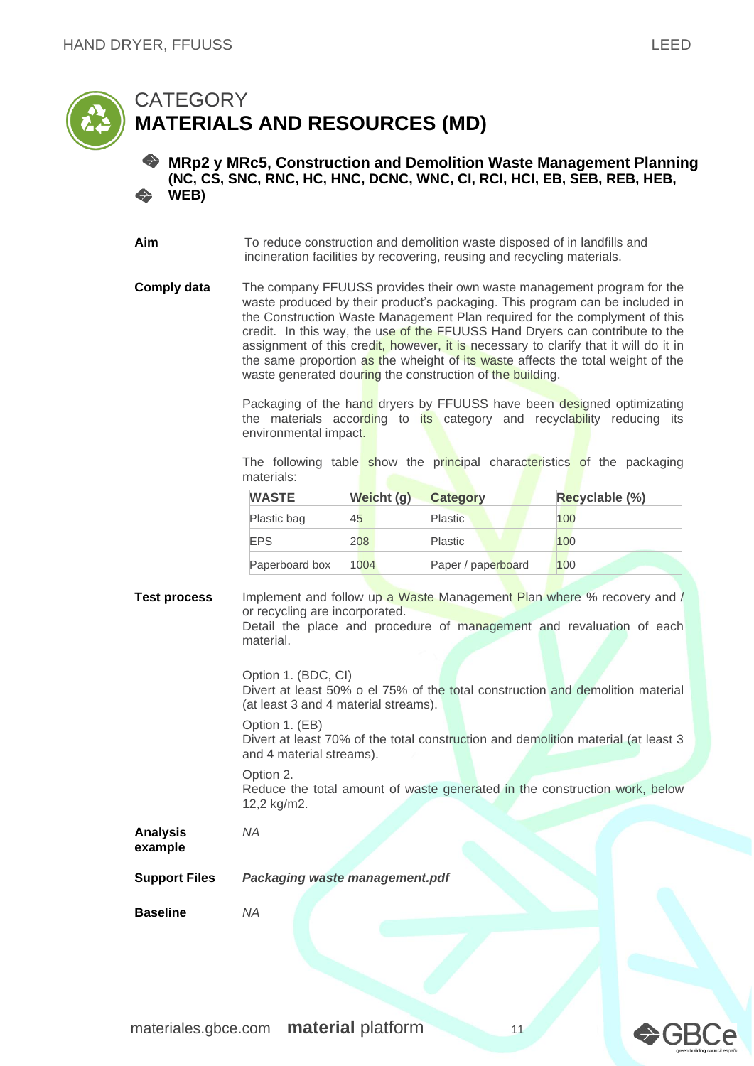# CATEGORY
# MATERIALS AND RESOURCES (MD)

## MRp2 y MRc5, Construction and Demolition Waste Management Planning (NC, CS, SNC, RNC, HC, HNC, DCNC, WNC, CI, RCI, HCI, EB, SEB, REB, HEB, WEB)

**Aim**

To reduce construction and demolition waste disposed of in landfills and incineration facilities by recovering, reusing and recycling materials.

**Comply data**

The company FFUUSS provides their own waste management program for the waste produced by their product's packaging. This program can be included in the Construction Waste Management Plan required for the complyment of this credit. In this way, the use of the FFUUSS Hand Dryers can contribute to the assignment of this credit, however, it is necessary to clarify that it will do it in the same proportion as the wheight of its waste affects the total weight of the waste generated douring the construction of the building.

Packaging of the hand dryers by FFUUSS have been designed optimizating the materials according to its category and recyclability reducing its environmental impact.

The following table show the principal characteristics of the packaging materials:

| WASTE | Weicht (g) | Category | Recyclable (%) |
|---|---|---|---|
| Plastic bag | 45 | Plastic | 100 |
| EPS | 208 | Plastic | 100 |
| Paperboard box | 1004 | Paper / paperboard | 100 |

**Test process**

Implement and follow up a Waste Management Plan where % recovery and / or recycling are incorporated.
Detail the place and procedure of management and revaluation of each material.

Option 1. (BDC, CI)
Divert at least 50% o el 75% of the total construction and demolition material (at least 3 and 4 material streams).

Option 1. (EB)
Divert at least 70% of the total construction and demolition material (at least 3 and 4 material streams).

Option 2.
Reduce the total amount of waste generated in the construction work, below 12,2 kg/m2.

**Analysis example**

*NA*

**Support Files**

***Packaging waste management.pdf***

**Baseline**

*NA*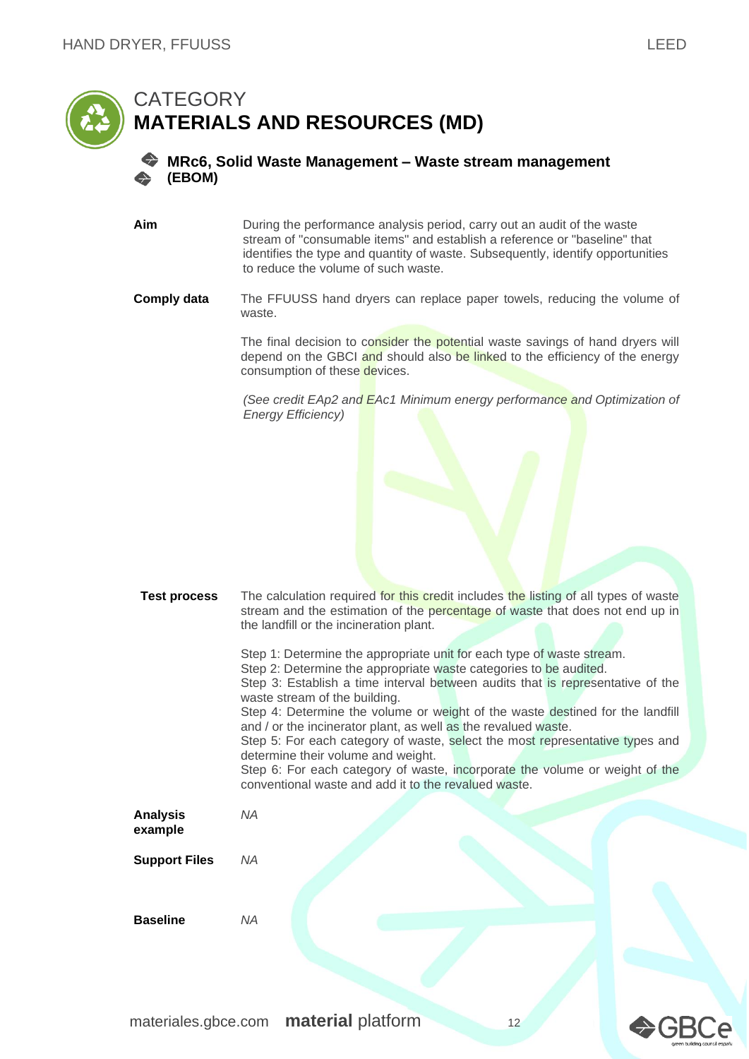# CATEGORY
# MATERIALS AND RESOURCES (MD)

## MRc6, Solid Waste Management – Waste stream management (EBOM)

**Aim**

During the performance analysis period, carry out an audit of the waste stream of "consumable items" and establish a reference or "baseline" that identifies the type and quantity of waste. Subsequently, identify opportunities to reduce the volume of such waste.

**Comply data**

The FFUUSS hand dryers can replace paper towels, reducing the volume of waste.

The final decision to consider the potential waste savings of hand dryers will depend on the GBCI and should also be linked to the efficiency of the energy consumption of these devices.

*(See credit EAp2 and EAc1 Minimum energy performance and Optimization of Energy Efficiency)*

**Test process**

The calculation required for this credit includes the listing of all types of waste stream and the estimation of the percentage of waste that does not end up in the landfill or the incineration plant.

Step 1: Determine the appropriate unit for each type of waste stream.
Step 2: Determine the appropriate waste categories to be audited.
Step 3: Establish a time interval between audits that is representative of the waste stream of the building.
Step 4: Determine the volume or weight of the waste destined for the landfill and / or the incinerator plant, as well as the revalued waste.
Step 5: For each category of waste, select the most representative types and determine their volume and weight.
Step 6: For each category of waste, incorporate the volume or weight of the conventional waste and add it to the revalued waste.

**Analysis example**

*NA*

**Support Files**

*NA*

**Baseline**

*NA*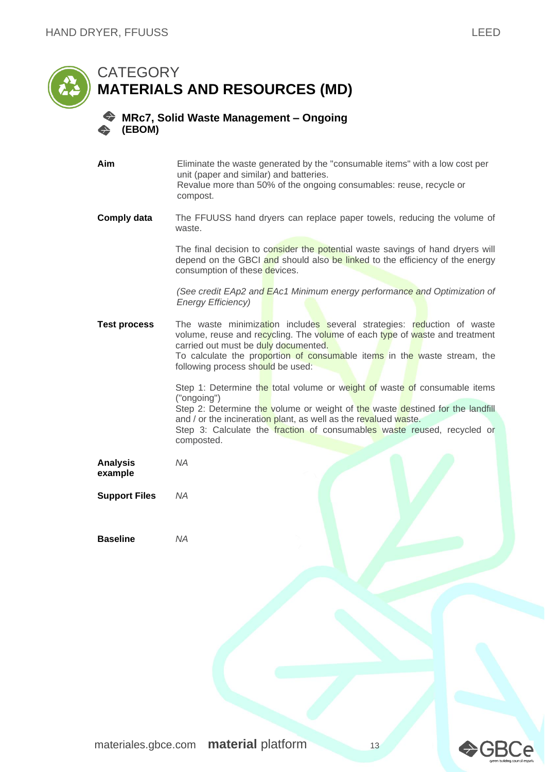# CATEGORY
# MATERIALS AND RESOURCES (MD)

## MRc7, Solid Waste Management – Ongoing (EBOM)

**Aim**

Eliminate the waste generated by the "consumable items" with a low cost per unit (paper and similar) and batteries.
Revalue more than 50% of the ongoing consumables: reuse, recycle or compost.

**Comply data**

The FFUUSS hand dryers can replace paper towels, reducing the volume of waste.

The final decision to consider the potential waste savings of hand dryers will depend on the GBCI and should also be linked to the efficiency of the energy consumption of these devices.

*(See credit EAp2 and EAc1 Minimum energy performance and Optimization of Energy Efficiency)*

**Test process**

The waste minimization includes several strategies: reduction of waste volume, reuse and recycling. The volume of each type of waste and treatment carried out must be duly documented.
To calculate the proportion of consumable items in the waste stream, the following process should be used:

Step 1: Determine the total volume or weight of waste of consumable items ("ongoing")
Step 2: Determine the volume or weight of the waste destined for the landfill and / or the incineration plant, as well as the revalued waste.
Step 3: Calculate the fraction of consumables waste reused, recycled or composted.

**Analysis example**

*NA*

**Support Files**

*NA*

**Baseline**

*NA*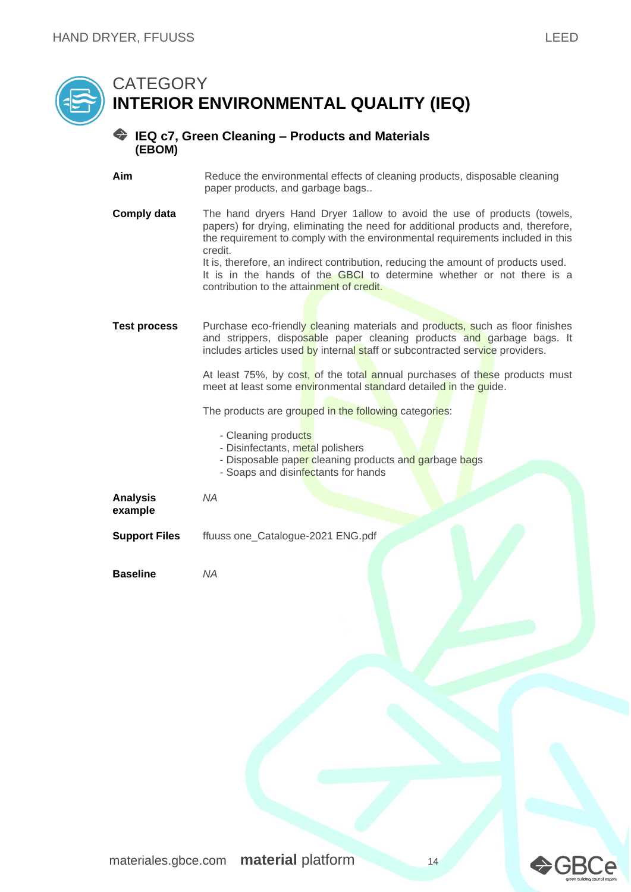# CATEGORY
# INTERIOR ENVIRONMENTAL QUALITY (IEQ)

## IEQ c7, Green Cleaning – Products and Materials (EBOM)

**Aim**

Reduce the environmental effects of cleaning products, disposable cleaning paper products, and garbage bags..

**Comply data**

The hand dryers Hand Dryer 1allow to avoid the use of products (towels, papers) for drying, eliminating the need for additional products and, therefore, the requirement to comply with the environmental requirements included in this credit.
It is, therefore, an indirect contribution, reducing the amount of products used. It is in the hands of the GBCI to determine whether or not there is a contribution to the attainment of credit.

**Test process**

Purchase eco-friendly cleaning materials and products, such as floor finishes and strippers, disposable paper cleaning products and garbage bags. It includes articles used by internal staff or subcontracted service providers.

At least 75%, by cost, of the total annual purchases of these products must meet at least some environmental standard detailed in the guide.

The products are grouped in the following categories:

- Cleaning products
- Disinfectants, metal polishers
- Disposable paper cleaning products and garbage bags
- Soaps and disinfectants for hands

**Analysis example**

*NA*

**Support Files**

ffuuss one_Catalogue-2021 ENG.pdf

**Baseline**

*NA*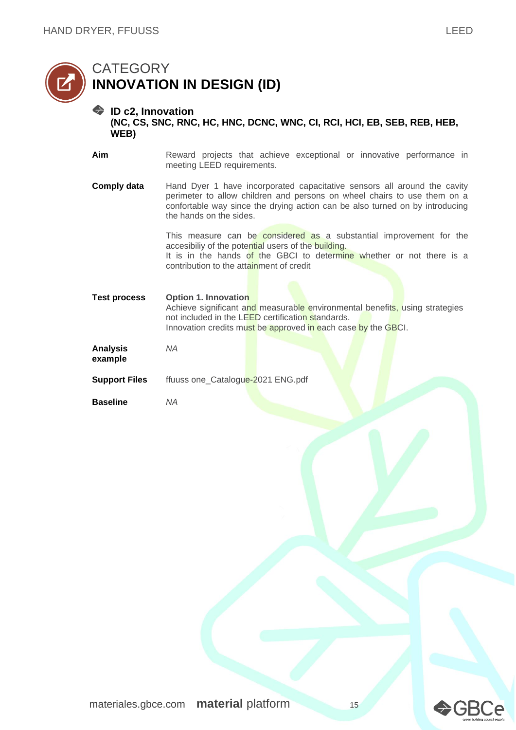# CATEGORY
# INNOVATION IN DESIGN (ID)

### ID c2, Innovation
**(NC, CS, SNC, RNC, HC, HNC, DCNC, WNC, CI, RCI, HCI, EB, SEB, REB, HEB, WEB)**

**Aim**

Reward projects that achieve exceptional or innovative performance in meeting LEED requirements.

**Comply data**

Hand Dyer 1 have incorporated capacitative sensors all around the cavity perimeter to allow children and persons on wheel chairs to use them on a confortable way since the drying action can be also turned on by introducing the hands on the sides.

This measure can be considered as a substantial improvement for the accesibiliy of the potential users of the building.
It is in the hands of the GBCI to determine whether or not there is a contribution to the attainment of credit

**Test process**

**Option 1. Innovation**
Achieve significant and measurable environmental benefits, using strategies not included in the LEED certification standards.
Innovation credits must be approved in each case by the GBCI.

**Analysis example**

*NA*

**Support Files**

ffuuss one_Catalogue-2021 ENG.pdf

**Baseline**

*NA*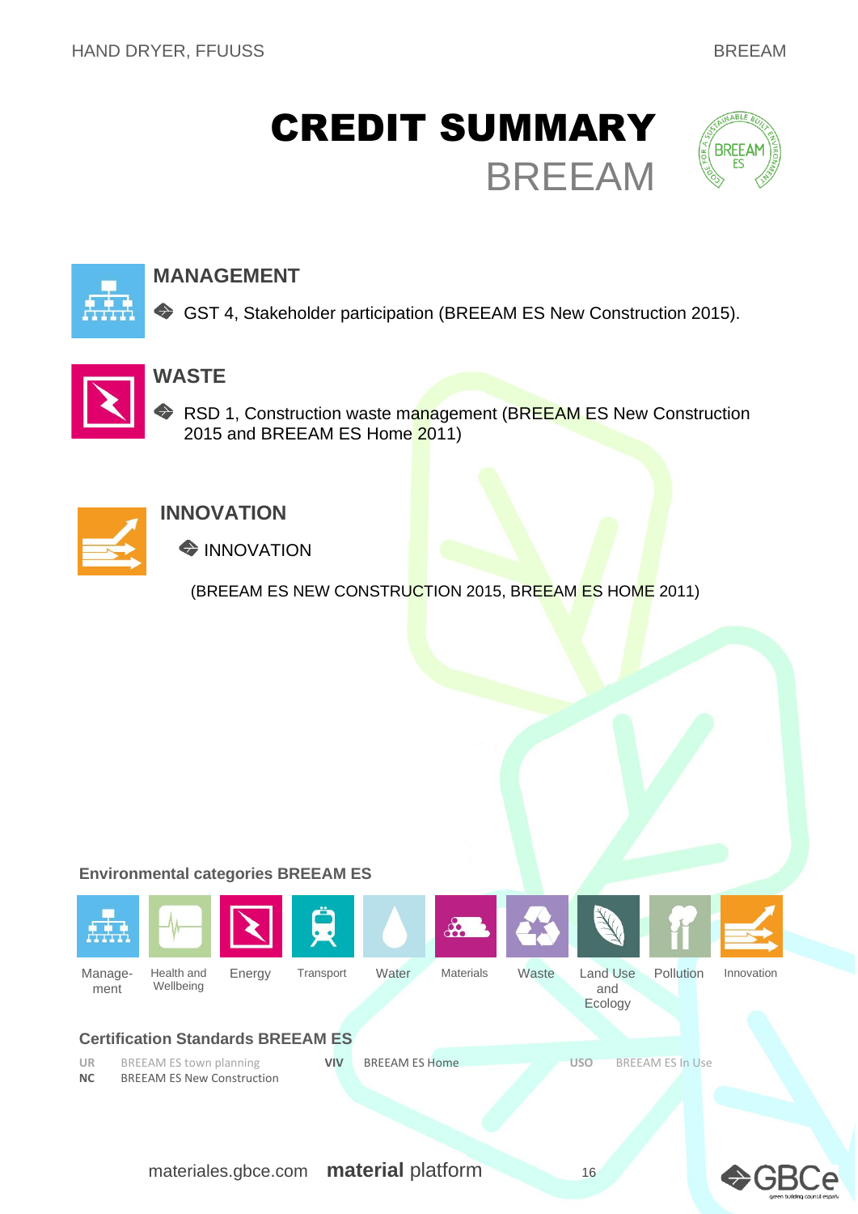# CREDIT SUMMARY

## BREEAM

### MANAGEMENT

- GST 4, Stakeholder participation (BREEAM ES New Construction 2015).

### WASTE

- RSD 1, Construction waste management (BREEAM ES New Construction 2015 and BREEAM ES Home 2011)

### INNOVATION

- INNOVATION

(BREEAM ES NEW CONSTRUCTION 2015, BREEAM ES HOME 2011)

**Environmental categories BREEAM ES**

Manage-ment | Health and Wellbeing | Energy | Transport | Water | Materials | Waste | Land Use and Ecology | Pollution | Innovation

**Certification Standards BREEAM ES**

| | | | | | |
|---|---|---|---|---|---|
| UR | BREEAM ES town planning | VIV | BREEAM ES Home | USO | BREEAM ES In Use |
| NC | BREEAM ES New Construction | | | | |

materiales.gbce.com **material** platform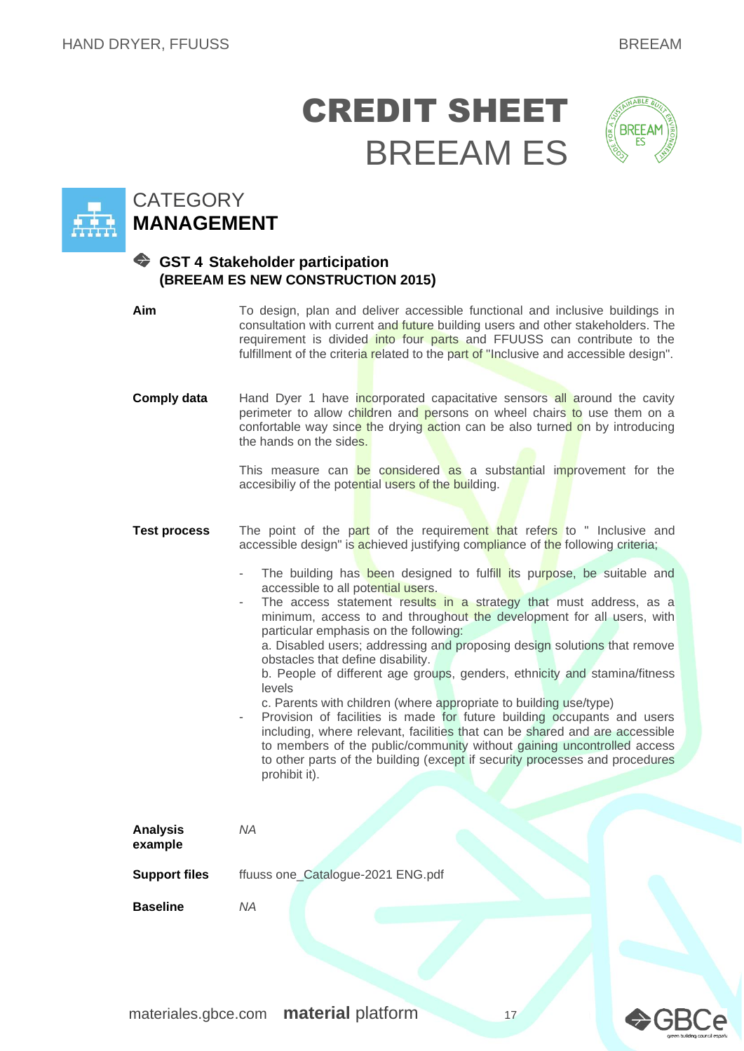# CREDIT SHEET
## BREEAM ES

CATEGORY
**MANAGEMENT**

### GST 4 Stakeholder participation
**(BREEAM ES NEW CONSTRUCTION 2015)**

**Aim**

To design, plan and deliver accessible functional and inclusive buildings in consultation with current and future building users and other stakeholders. The requirement is divided into four parts and FFUUSS can contribute to the fulfillment of the criteria related to the part of "Inclusive and accessible design".

**Comply data**

Hand Dyer 1 have incorporated capacitative sensors all around the cavity perimeter to allow children and persons on wheel chairs to use them on a confortable way since the drying action can be also turned on by introducing the hands on the sides.

This measure can be considered as a substantial improvement for the accesibiliy of the potential users of the building.

**Test process**

The point of the part of the requirement that refers to " Inclusive and accessible design" is achieved justifying compliance of the following criteria;

- The building has been designed to fulfill its purpose, be suitable and accessible to all potential users.
- The access statement results in a strategy that must address, as a minimum, access to and throughout the development for all users, with particular emphasis on the following:
  a. Disabled users; addressing and proposing design solutions that remove obstacles that define disability.
  b. People of different age groups, genders, ethnicity and stamina/fitness levels
  c. Parents with children (where appropriate to building use/type)
- Provision of facilities is made for future building occupants and users including, where relevant, facilities that can be shared and are accessible to members of the public/community without gaining uncontrolled access to other parts of the building (except if security processes and procedures prohibit it).

**Analysis example**

*NA*

**Support files**

ffuuss one_Catalogue-2021 ENG.pdf

**Baseline**

*NA*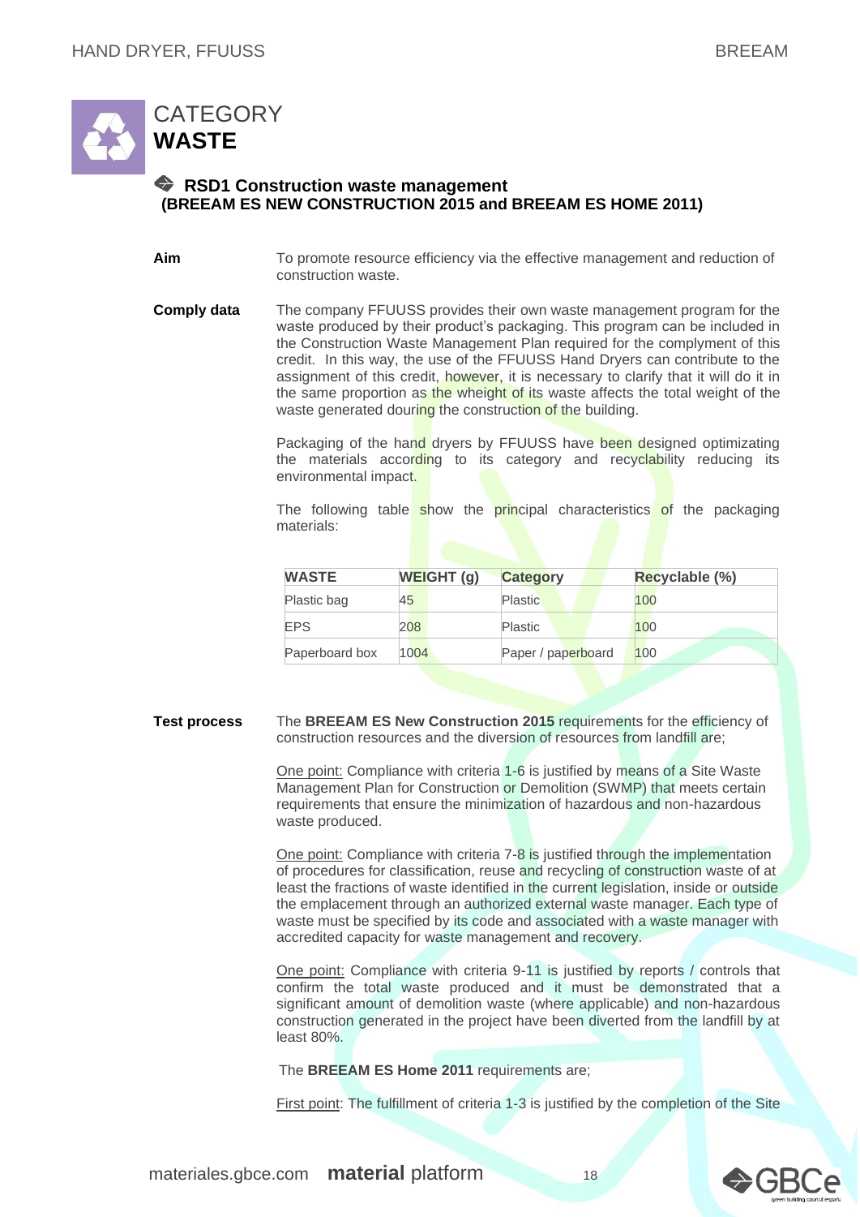# CATEGORY **WASTE**

## RSD1 Construction waste management (BREEAM ES NEW CONSTRUCTION 2015 and BREEAM ES HOME 2011)

**Aim**

To promote resource efficiency via the effective management and reduction of construction waste.

**Comply data**

The company FFUUSS provides their own waste management program for the waste produced by their product's packaging. This program can be included in the Construction Waste Management Plan required for the complyment of this credit. In this way, the use of the FFUUSS Hand Dryers can contribute to the assignment of this credit, however, it is necessary to clarify that it will do it in the same proportion as the wheight of its waste affects the total weight of the waste generated douring the construction of the building.

Packaging of the hand dryers by FFUUSS have been designed optimizating the materials according to its category and recyclability reducing its environmental impact.

The following table show the principal characteristics of the packaging materials:

| WASTE | WEIGHT (g) | Category | Recyclable (%) |
| --- | --- | --- | --- |
| Plastic bag | 45 | Plastic | 100 |
| EPS | 208 | Plastic | 100 |
| Paperboard box | 1004 | Paper / paperboard | 100 |

**Test process**

The **BREEAM ES New Construction 2015** requirements for the efficiency of construction resources and the diversion of resources from landfill are;

One point: Compliance with criteria 1-6 is justified by means of a Site Waste Management Plan for Construction or Demolition (SWMP) that meets certain requirements that ensure the minimization of hazardous and non-hazardous waste produced.

One point: Compliance with criteria 7-8 is justified through the implementation of procedures for classification, reuse and recycling of construction waste of at least the fractions of waste identified in the current legislation, inside or outside the emplacement through an authorized external waste manager. Each type of waste must be specified by its code and associated with a waste manager with accredited capacity for waste management and recovery.

One point: Compliance with criteria 9-11 is justified by reports / controls that confirm the total waste produced and it must be demonstrated that a significant amount of demolition waste (where applicable) and non-hazardous construction generated in the project have been diverted from the landfill by at least 80%.

The **BREEAM ES Home 2011** requirements are;

First point: The fulfillment of criteria 1-3 is justified by the completion of the Site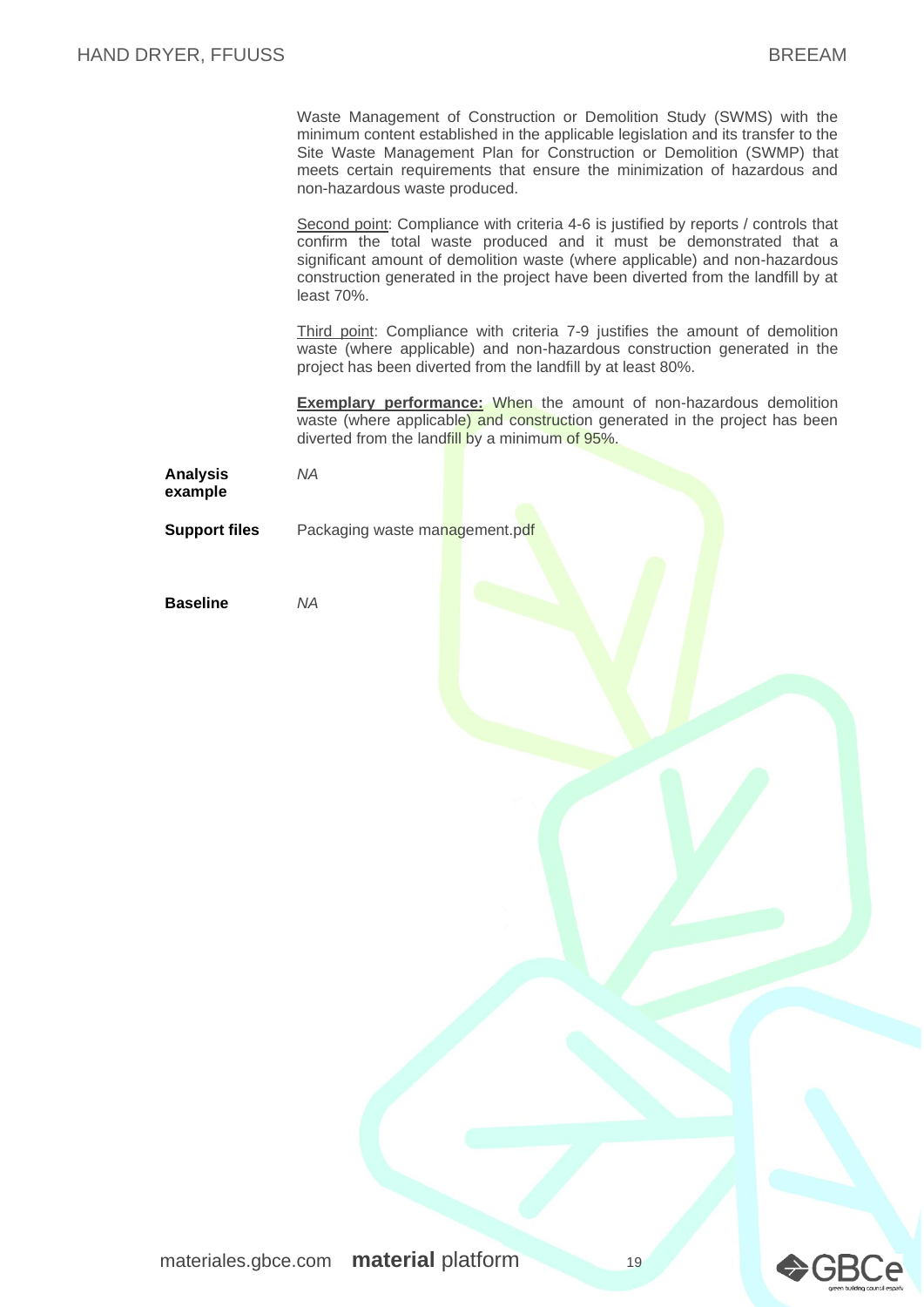Waste Management of Construction or Demolition Study (SWMS) with the minimum content established in the applicable legislation and its transfer to the Site Waste Management Plan for Construction or Demolition (SWMP) that meets certain requirements that ensure the minimization of hazardous and non-hazardous waste produced.

Second point: Compliance with criteria 4-6 is justified by reports / controls that confirm the total waste produced and it must be demonstrated that a significant amount of demolition waste (where applicable) and non-hazardous construction generated in the project have been diverted from the landfill by at least 70%.

Third point: Compliance with criteria 7-9 justifies the amount of demolition waste (where applicable) and non-hazardous construction generated in the project has been diverted from the landfill by at least 80%.

**Exemplary performance:** When the amount of non-hazardous demolition waste (where applicable) and construction generated in the project has been diverted from the landfill by a minimum of 95%.

**Analysis example** *NA*

**Support files** Packaging waste management.pdf

**Baseline** *NA*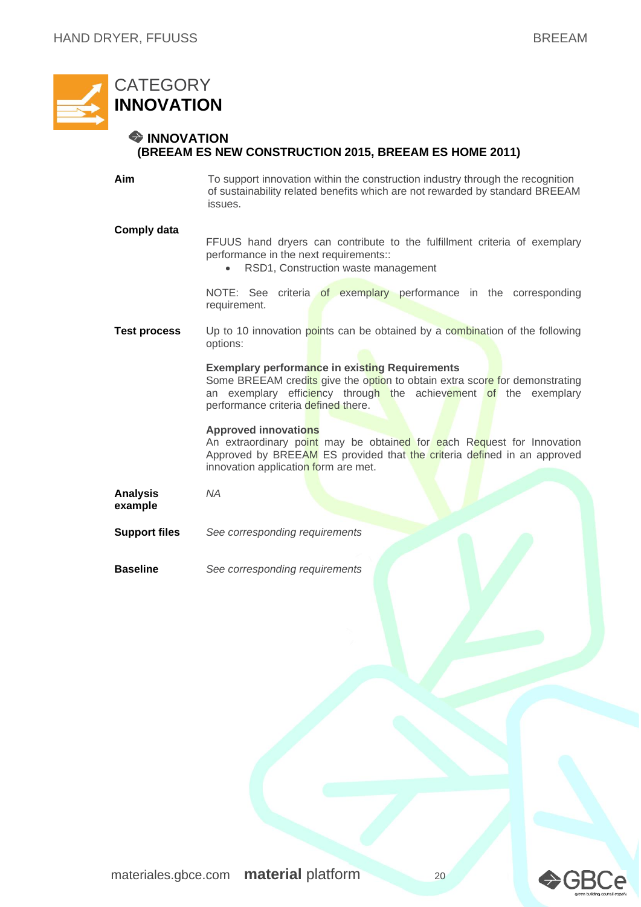# CATEGORY
# INNOVATION

## INNOVATION (BREEAM ES NEW CONSTRUCTION 2015, BREEAM ES HOME 2011)

**Aim**

To support innovation within the construction industry through the recognition of sustainability related benefits which are not rewarded by standard BREEAM issues.

**Comply data**

FFUUS hand dryers can contribute to the fulfillment criteria of exemplary performance in the next requirements::

- RSD1, Construction waste management

NOTE: See criteria of exemplary performance in the corresponding requirement.

**Test process**

Up to 10 innovation points can be obtained by a combination of the following options:

**Exemplary performance in existing Requirements**
Some BREEAM credits give the option to obtain extra score for demonstrating an exemplary efficiency through the achievement of the exemplary performance criteria defined there.

**Approved innovations**
An extraordinary point may be obtained for each Request for Innovation Approved by BREEAM ES provided that the criteria defined in an approved innovation application form are met.

**Analysis example**

*NA*

**Support files**

*See corresponding requirements*

**Baseline**

*See corresponding requirements*